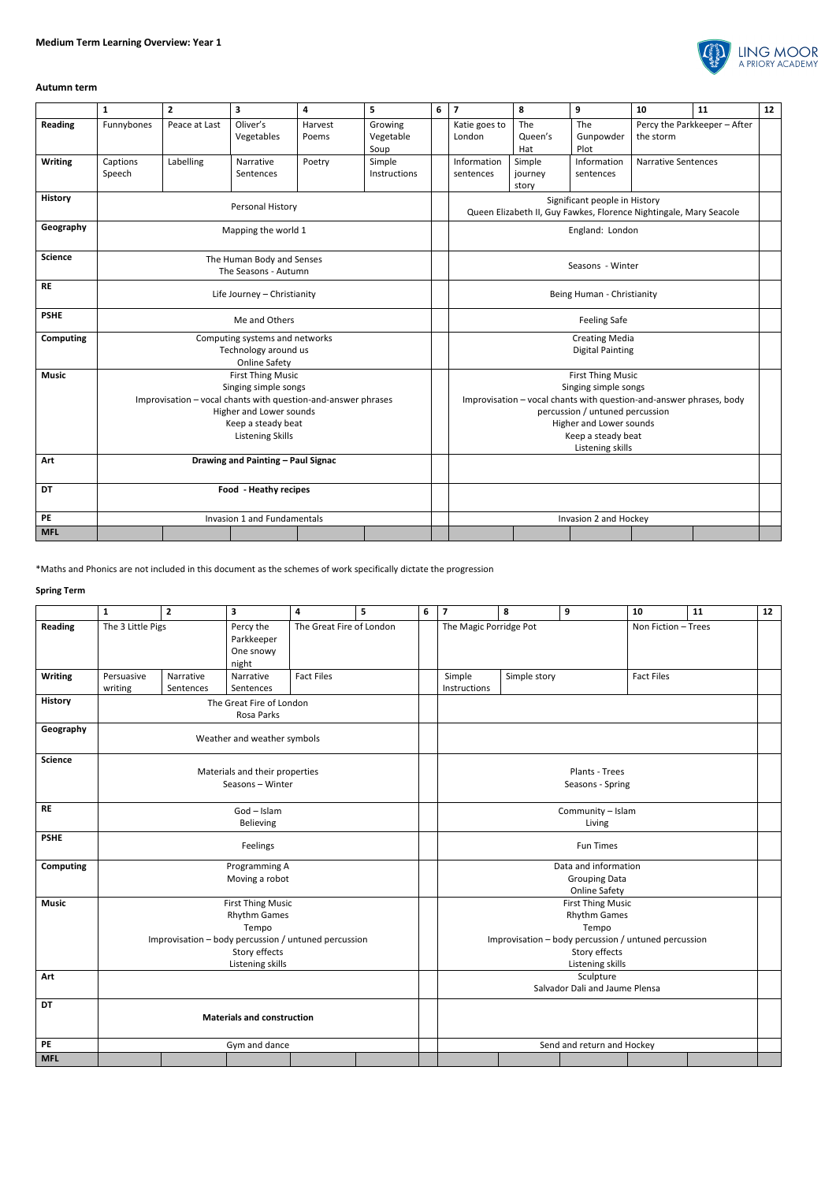**Medium Term Learning Overview: Year 1**

**Autumn term**

| | 1 | 2 | 3 | 4 | 5 | 6 | 7 | 8 | 9 | 10 | 11 | 12 |
|---|---|---|---|---|---|---|---|---|---|---|---|---|
| **Reading** | Funnybones | Peace at Last | Oliver's Vegetables | Harvest Poems | Growing Vegetable Soup | | Katie goes to London | The Queen's Hat | The Gunpowder Plot | Percy the Parkkeeper – After the storm | | |
| **Writing** | Captions Speech | Labelling | Narrative Sentences | Poetry | Simple Instructions | | Information sentences | Simple journey story | Information sentences | Narrative Sentences | | |
| **History** | Personal History | | | | | | Significant people in History<br>Queen Elizabeth II, Guy Fawkes, Florence Nightingale, Mary Seacole | | | | | |
| **Geography** | Mapping the world 1 | | | | | | England: London | | | | | |
| **Science** | The Human Body and Senses<br>The Seasons - Autumn | | | | | | Seasons - Winter | | | | | |
| **RE** | Life Journey – Christianity | | | | | | Being Human - Christianity | | | | | |
| **PSHE** | Me and Others | | | | | | Feeling Safe | | | | | |
| **Computing** | Computing systems and networks<br>Technology around us<br>Online Safety | | | | | | Creating Media<br>Digital Painting | | | | | |
| **Music** | First Thing Music<br>Singing simple songs<br>Improvisation – vocal chants with question-and-answer phrases<br>Higher and Lower sounds<br>Keep a steady beat<br>Listening Skills | | | | | | First Thing Music<br>Singing simple songs<br>Improvisation – vocal chants with question-and-answer phrases, body percussion / untuned percussion<br>Higher and Lower sounds<br>Keep a steady beat<br>Listening skills | | | | | |
| **Art** | **Drawing and Painting – Paul Signac** | | | | | | | | | | | |
| **DT** | **Food - Heathy recipes** | | | | | | | | | | | |
| **PE** | Invasion 1 and Fundamentals | | | | | | Invasion 2 and Hockey | | | | | |
| **MFL** | | | | | | | | | | | | |

*Maths and Phonics are not included in this document as the schemes of work specifically dictate the progression

**Spring Term**

| | 1 | 2 | 3 | 4 | 5 | 6 | 7 | 8 | 9 | 10 | 11 | 12 |
|---|---|---|---|---|---|---|---|---|---|---|---|---|
| **Reading** | The 3 Little Pigs | | Percy the Parkkeeper One snowy night | The Great Fire of London | | | The Magic Porridge Pot | | | Non Fiction – Trees | | |
| **Writing** | Persuasive writing | Narrative Sentences | Narrative Sentences | Fact Files | | | Simple Instructions | Simple story | | Fact Files | | |
| **History** | The Great Fire of London<br>Rosa Parks | | | | | | | | | | | |
| **Geography** | Weather and weather symbols | | | | | | | | | | | |
| **Science** | Materials and their properties<br>Seasons – Winter | | | | | | Plants - Trees<br>Seasons - Spring | | | | | |
| **RE** | God – Islam<br>Believing | | | | | | Community – Islam<br>Living | | | | | |
| **PSHE** | Feelings | | | | | | Fun Times | | | | | |
| **Computing** | Programming A<br>Moving a robot | | | | | | Data and information<br>Grouping Data<br>Online Safety | | | | | |
| **Music** | First Thing Music<br>Rhythm Games<br>Tempo<br>Improvisation – body percussion / untuned percussion<br>Story effects<br>Listening skills | | | | | | First Thing Music<br>Rhythm Games<br>Tempo<br>Improvisation – body percussion / untuned percussion<br>Story effects<br>Listening skills | | | | | |
| **Art** | | | | | | | Sculpture<br>Salvador Dali and Jaume Plensa | | | | | |
| **DT** | **Materials and construction** | | | | | | | | | | | |
| **PE** | Gym and dance | | | | | | Send and return and Hockey | | | | | |
| **MFL** | | | | | | | | | | | | |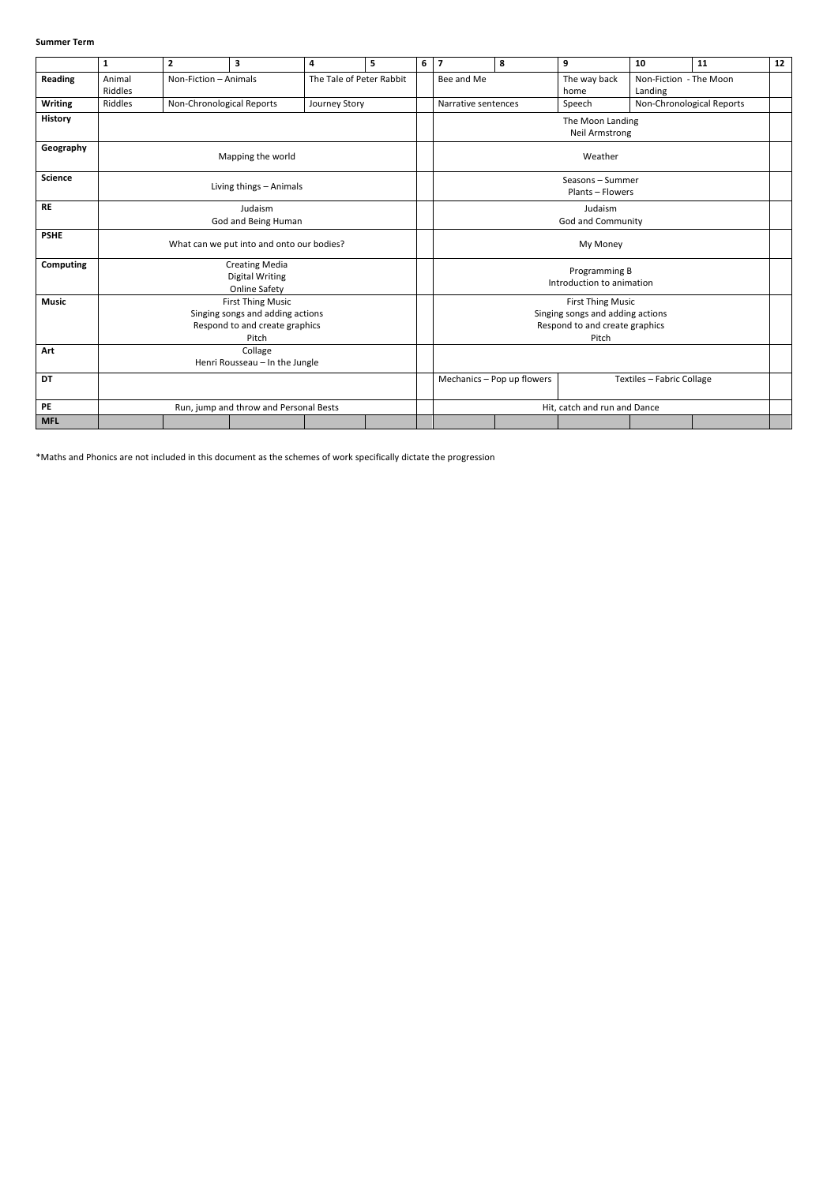**Summer Term**

| | 1 | 2 | 3 | 4 | 5 | 6 | 7 | 8 | 9 | 10 | 11 | 12 |
|---|---|---|---|---|---|---|---|---|---|---|---|---|
| **Reading** | Animal Riddles | Non-Fiction – Animals | | The Tale of Peter Rabbit | | | Bee and Me | | The way back home | Non-Fiction - The Moon Landing | | |
| **Writing** | Riddles | Non-Chronological Reports | | Journey Story | | | Narrative sentences | | Speech | Non-Chronological Reports | | |
| **History** | | | | | | | The Moon Landing Neil Armstrong | | | | | |
| **Geography** | Mapping the world | | | | | | Weather | | | | | |
| **Science** | Living things – Animals | | | | | | Seasons – Summer Plants – Flowers | | | | | |
| **RE** | Judaism God and Being Human | | | | | | Judaism God and Community | | | | | |
| **PSHE** | What can we put into and onto our bodies? | | | | | | My Money | | | | | |
| **Computing** | Creating Media Digital Writing Online Safety | | | | | | Programming B Introduction to animation | | | | | |
| **Music** | First Thing Music Singing songs and adding actions Respond to and create graphics Pitch | | | | | | First Thing Music Singing songs and adding actions Respond to and create graphics Pitch | | | | | |
| **Art** | Collage Henri Rousseau – In the Jungle | | | | | | | | | | | |
| **DT** | | | | | | | Mechanics – Pop up flowers | | Textiles – Fabric Collage | | | |
| **PE** | Run, jump and throw and Personal Bests | | | | | | Hit, catch and run and Dance | | | | | |
| **MFL** | | | | | | | | | | | | |

*Maths and Phonics are not included in this document as the schemes of work specifically dictate the progression